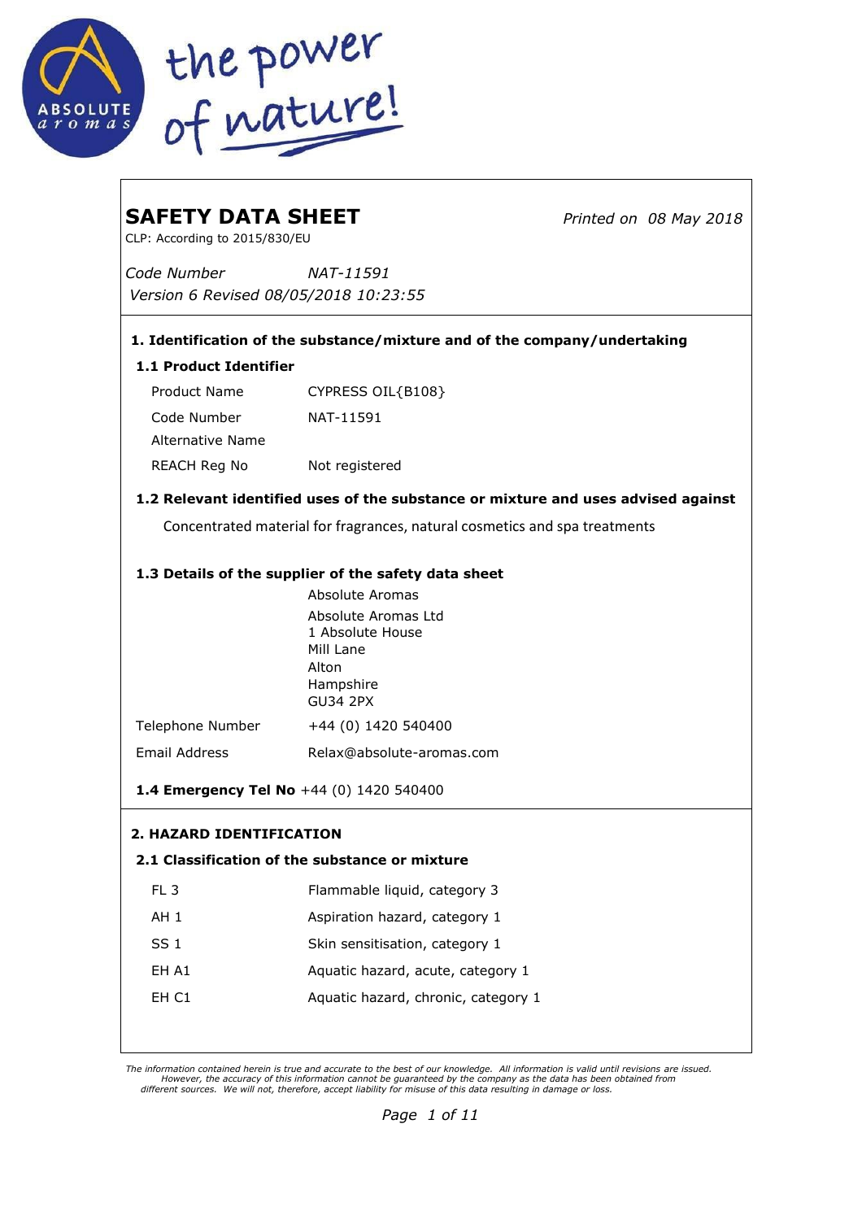# SAFETY DATA SHEET

*Printed on 08 May 2018*

CLP: According to 2015/830/EU

*Code Number* *NAT-11591*

*Version 6 Revised 08/05/2018 10:23:55*

## 1. Identification of the substance/mixture and of the company/undertaking

### 1.1 Product Identifier

| | |
|---|---|
| Product Name | CYPRESS OIL{B108} |
| Code Number | NAT-11591 |
| Alternative Name | |
| REACH Reg No | Not registered |

### 1.2 Relevant identified uses of the substance or mixture and uses advised against

Concentrated material for fragrances, natural cosmetics and spa treatments

### 1.3 Details of the supplier of the safety data sheet

Absolute Aromas
Absolute Aromas Ltd
1 Absolute House
Mill Lane
Alton
Hampshire
GU34 2PX

| | |
|---|---|
| Telephone Number | +44 (0) 1420 540400 |
| Email Address | Relax@absolute-aromas.com |

**1.4 Emergency Tel No** +44 (0) 1420 540400

## 2. HAZARD IDENTIFICATION

### 2.1 Classification of the substance or mixture

| | |
|---|---|
| FL 3 | Flammable liquid, category 3 |
| AH 1 | Aspiration hazard, category 1 |
| SS 1 | Skin sensitisation, category 1 |
| EH A1 | Aquatic hazard, acute, category 1 |
| EH C1 | Aquatic hazard, chronic, category 1 |

*The information contained herein is true and accurate to the best of our knowledge. All information is valid until revisions are issued. However, the accuracy of this information cannot be guaranteed by the company as the data has been obtained from different sources. We will not, therefore, accept liability for misuse of this data resulting in damage or loss.*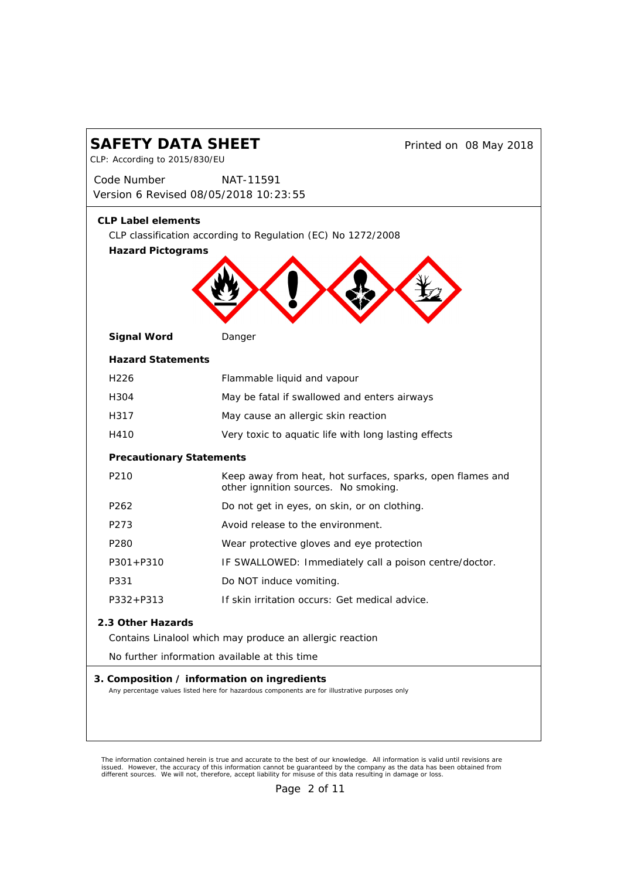# SAFETY DATA SHEET

CLP: According to 2015/830/EU

Printed on 08 May 2018

Code Number NAT-11591

Version 6 Revised 08/05/2018 10:23:55

## CLP Label elements

CLP classification according to Regulation (EC) No 1272/2008

**Hazard Pictograms**

**Signal Word** Danger

**Hazard Statements**

| | |
|---|---|
| H226 | Flammable liquid and vapour |
| H304 | May be fatal if swallowed and enters airways |
| H317 | May cause an allergic skin reaction |
| H410 | Very toxic to aquatic life with long lasting effects |

**Precautionary Statements**

| | |
|---|---|
| P210 | Keep away from heat, hot surfaces, sparks, open flames and other ignnition sources. No smoking. |
| P262 | Do not get in eyes, on skin, or on clothing. |
| P273 | Avoid release to the environment. |
| P280 | Wear protective gloves and eye protection |
| P301+P310 | IF SWALLOWED: Immediately call a poison centre/doctor. |
| P331 | Do NOT induce vomiting. |
| P332+P313 | If skin irritation occurs: Get medical advice. |

## 2.3 Other Hazards

Contains Linalool which may produce an allergic reaction

No further information available at this time

## 3. Composition / information on ingredients

Any percentage values listed here for hazardous components are for illustrative purposes only

The information contained herein is true and accurate to the best of our knowledge. All information is valid until revisions are issued. However, the accuracy of this information cannot be guaranteed by the company as the data has been obtained from different sources. We will not, therefore, accept liability for misuse of this data resulting in damage or loss.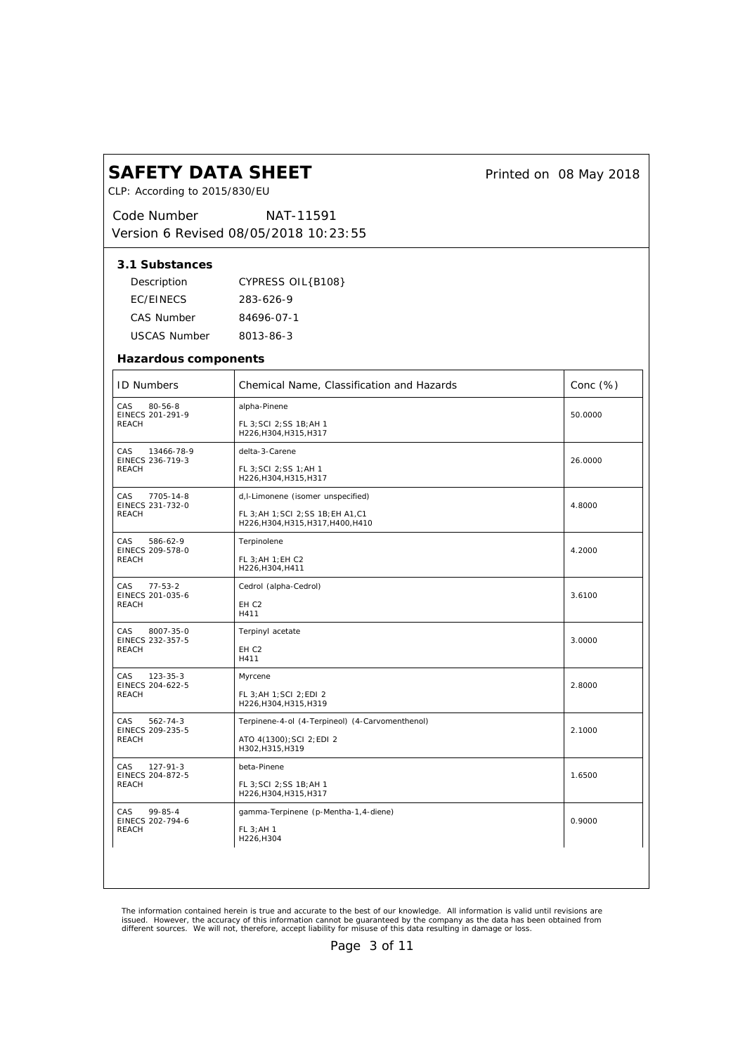# SAFETY DATA SHEET

CLP: According to 2015/830/EU

Printed on 08 May 2018

Code Number NAT-11591

Version 6 Revised 08/05/2018 10:23:55

### 3.1 Substances

| | |
|---|---|
| Description | CYPRESS OIL{B108} |
| EC/EINECS | 283-626-9 |
| CAS Number | 84696-07-1 |
| USCAS Number | 8013-86-3 |

### Hazardous components

| ID Numbers | Chemical Name, Classification and Hazards | Conc (%) |
|---|---|---|
| CAS 80-56-8<br>EINECS 201-291-9<br>REACH | alpha-Pinene<br><br>FL 3;SCI 2;SS 1B;AH 1<br>H226,H304,H315,H317 | 50.0000 |
| CAS 13466-78-9<br>EINECS 236-719-3<br>REACH | delta-3-Carene<br><br>FL 3;SCI 2;SS 1;AH 1<br>H226,H304,H315,H317 | 26.0000 |
| CAS 7705-14-8<br>EINECS 231-732-0<br>REACH | d,l-Limonene (isomer unspecified)<br><br>FL 3;AH 1;SCI 2;SS 1B;EH A1,C1<br>H226,H304,H315,H317,H400,H410 | 4.8000 |
| CAS 586-62-9<br>EINECS 209-578-0<br>REACH | Terpinolene<br><br>FL 3;AH 1;EH C2<br>H226,H304,H411 | 4.2000 |
| CAS 77-53-2<br>EINECS 201-035-6<br>REACH | Cedrol (alpha-Cedrol)<br><br>EH C2<br>H411 | 3.6100 |
| CAS 8007-35-0<br>EINECS 232-357-5<br>REACH | Terpinyl acetate<br><br>EH C2<br>H411 | 3.0000 |
| CAS 123-35-3<br>EINECS 204-622-5<br>REACH | Myrcene<br><br>FL 3;AH 1;SCI 2;EDI 2<br>H226,H304,H315,H319 | 2.8000 |
| CAS 562-74-3<br>EINECS 209-235-5<br>REACH | Terpinene-4-ol (4-Terpineol) (4-Carvomenthenol)<br><br>ATO 4(1300);SCI 2;EDI 2<br>H302,H315,H319 | 2.1000 |
| CAS 127-91-3<br>EINECS 204-872-5<br>REACH | beta-Pinene<br><br>FL 3;SCI 2;SS 1B;AH 1<br>H226,H304,H315,H317 | 1.6500 |
| CAS 99-85-4<br>EINECS 202-794-6<br>REACH | gamma-Terpinene (p-Mentha-1,4-diene)<br><br>FL 3;AH 1<br>H226,H304 | 0.9000 |

The information contained herein is true and accurate to the best of our knowledge. All information is valid until revisions are issued. However, the accuracy of this information cannot be guaranteed by the company as the data has been obtained from different sources. We will not, therefore, accept liability for misuse of this data resulting in damage or loss.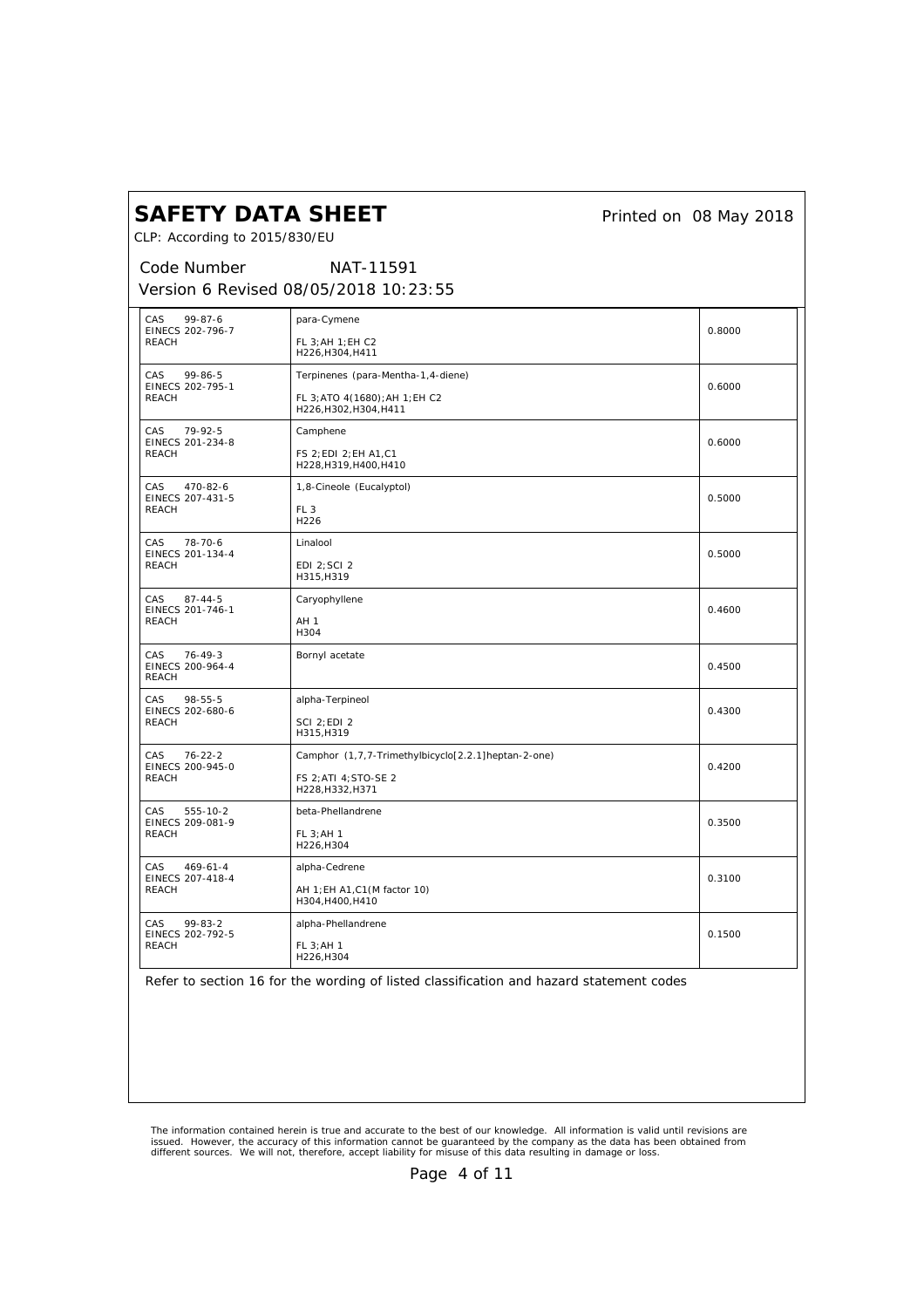# SAFETY DATA SHEET

CLP: According to 2015/830/EU

Printed on 08 May 2018

Code Number NAT-11591

Version 6 Revised 08/05/2018 10:23:55

| Identifiers | Substance / Classification | % |
| --- | --- | --- |
| CAS 99-87-6<br>EINECS 202-796-7<br>REACH | para-Cymene<br><br>FL 3;AH 1;EH C2<br>H226,H304,H411 | 0.8000 |
| CAS 99-86-5<br>EINECS 202-795-1<br>REACH | Terpinenes (para-Mentha-1,4-diene)<br><br>FL 3;ATO 4(1680);AH 1;EH C2<br>H226,H302,H304,H411 | 0.6000 |
| CAS 79-92-5<br>EINECS 201-234-8<br>REACH | Camphene<br><br>FS 2;EDI 2;EH A1,C1<br>H228,H319,H400,H410 | 0.6000 |
| CAS 470-82-6<br>EINECS 207-431-5<br>REACH | 1,8-Cineole (Eucalyptol)<br><br>FL 3<br>H226 | 0.5000 |
| CAS 78-70-6<br>EINECS 201-134-4<br>REACH | Linalool<br><br>EDI 2;SCI 2<br>H315,H319 | 0.5000 |
| CAS 87-44-5<br>EINECS 201-746-1<br>REACH | Caryophyllene<br><br>AH 1<br>H304 | 0.4600 |
| CAS 76-49-3<br>EINECS 200-964-4<br>REACH | Bornyl acetate | 0.4500 |
| CAS 98-55-5<br>EINECS 202-680-6<br>REACH | alpha-Terpineol<br><br>SCI 2;EDI 2<br>H315,H319 | 0.4300 |
| CAS 76-22-2<br>EINECS 200-945-0<br>REACH | Camphor (1,7,7-Trimethylbicyclo[2.2.1]heptan-2-one)<br><br>FS 2;ATI 4;STO-SE 2<br>H228,H332,H371 | 0.4200 |
| CAS 555-10-2<br>EINECS 209-081-9<br>REACH | beta-Phellandrene<br><br>FL 3;AH 1<br>H226,H304 | 0.3500 |
| CAS 469-61-4<br>EINECS 207-418-4<br>REACH | alpha-Cedrene<br><br>AH 1;EH A1,C1(M factor 10)<br>H304,H400,H410 | 0.3100 |
| CAS 99-83-2<br>EINECS 202-792-5<br>REACH | alpha-Phellandrene<br><br>FL 3;AH 1<br>H226,H304 | 0.1500 |

Refer to section 16 for the wording of listed classification and hazard statement codes

The information contained herein is true and accurate to the best of our knowledge. All information is valid until revisions are issued. However, the accuracy of this information cannot be guaranteed by the company as the data has been obtained from different sources. We will not, therefore, accept liability for misuse of this data resulting in damage or loss.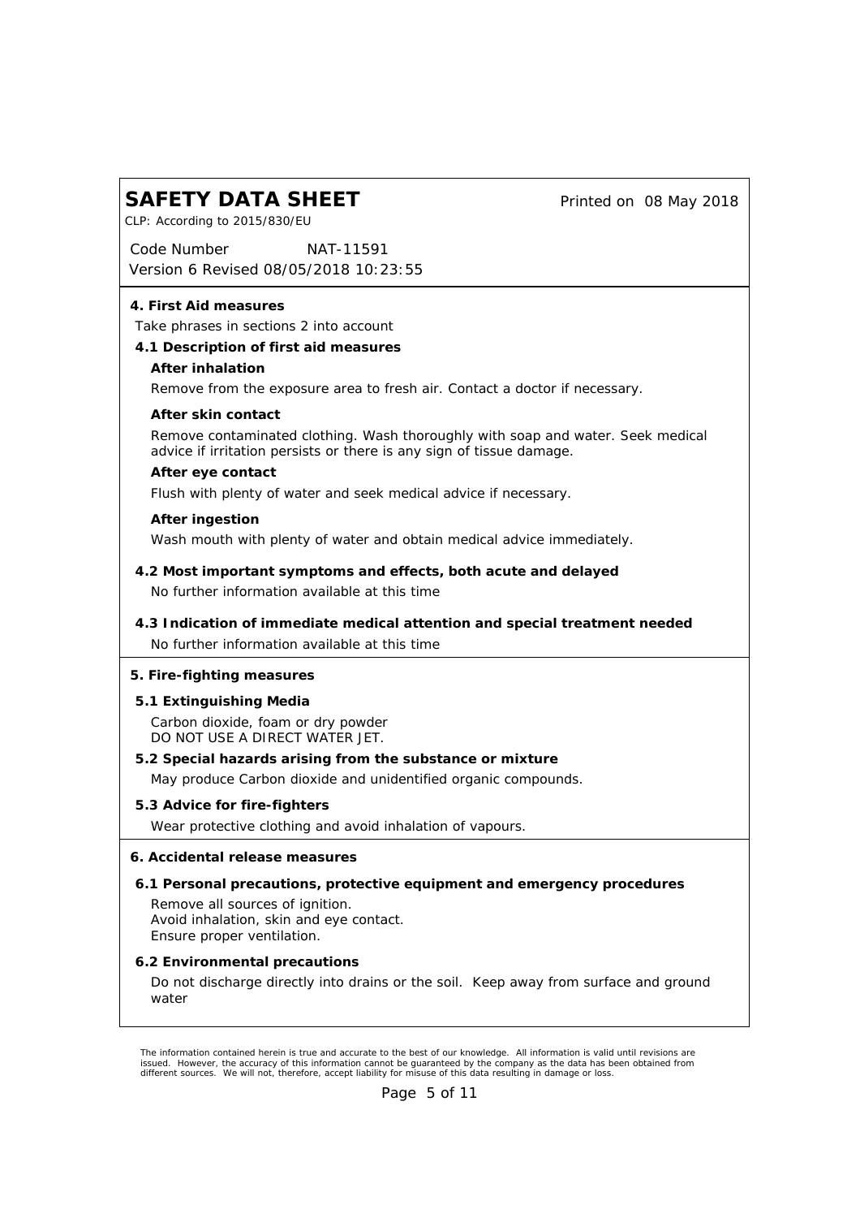# SAFETY DATA SHEET

CLP: According to 2015/830/EU

Printed on 08 May 2018

Code Number NAT-11591

Version 6 Revised 08/05/2018 10:23:55

## 4. First Aid measures

Take phrases in sections 2 into account

### 4.1 Description of first aid measures

**After inhalation**

Remove from the exposure area to fresh air. Contact a doctor if necessary.

**After skin contact**

Remove contaminated clothing. Wash thoroughly with soap and water. Seek medical advice if irritation persists or there is any sign of tissue damage.

**After eye contact**

Flush with plenty of water and seek medical advice if necessary.

**After ingestion**

Wash mouth with plenty of water and obtain medical advice immediately.

### 4.2 Most important symptoms and effects, both acute and delayed

No further information available at this time

### 4.3 Indication of immediate medical attention and special treatment needed

No further information available at this time

## 5. Fire-fighting measures

### 5.1 Extinguishing Media

Carbon dioxide, foam or dry powder
DO NOT USE A DIRECT WATER JET.

### 5.2 Special hazards arising from the substance or mixture

May produce Carbon dioxide and unidentified organic compounds.

### 5.3 Advice for fire-fighters

Wear protective clothing and avoid inhalation of vapours.

## 6. Accidental release measures

### 6.1 Personal precautions, protective equipment and emergency procedures

Remove all sources of ignition.
Avoid inhalation, skin and eye contact.
Ensure proper ventilation.

### 6.2 Environmental precautions

Do not discharge directly into drains or the soil. Keep away from surface and ground water

The information contained herein is true and accurate to the best of our knowledge. All information is valid until revisions are issued. However, the accuracy of this information cannot be guaranteed by the company as the data has been obtained from different sources. We will not, therefore, accept liability for misuse of this data resulting in damage or loss.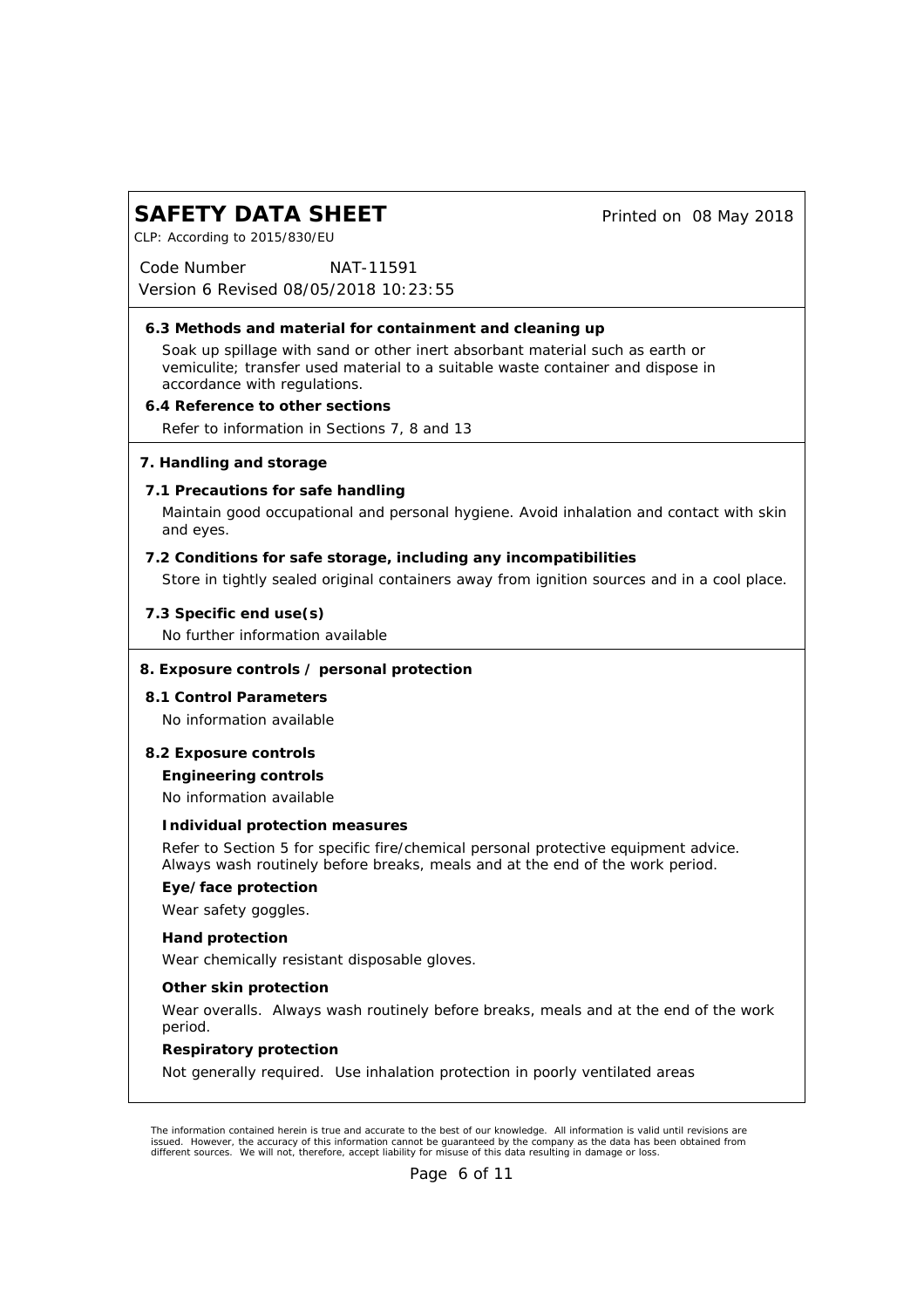### 6.3 Methods and material for containment and cleaning up

Soak up spillage with sand or other inert absorbant material such as earth or vemiculite; transfer used material to a suitable waste container and dispose in accordance with regulations.

### 6.4 Reference to other sections

Refer to information in Sections 7, 8 and 13

## 7. Handling and storage

### 7.1 Precautions for safe handling

Maintain good occupational and personal hygiene. Avoid inhalation and contact with skin and eyes.

### 7.2 Conditions for safe storage, including any incompatibilities

Store in tightly sealed original containers away from ignition sources and in a cool place.

### 7.3 Specific end use(s)

No further information available

## 8. Exposure controls / personal protection

### 8.1 Control Parameters

No information available

### 8.2 Exposure controls

**Engineering controls**

No information available

**Individual protection measures**

Refer to Section 5 for specific fire/chemical personal protective equipment advice. Always wash routinely before breaks, meals and at the end of the work period.

**Eye/face protection**

Wear safety goggles.

**Hand protection**

Wear chemically resistant disposable gloves.

**Other skin protection**

Wear overalls. Always wash routinely before breaks, meals and at the end of the work period.

**Respiratory protection**

Not generally required. Use inhalation protection in poorly ventilated areas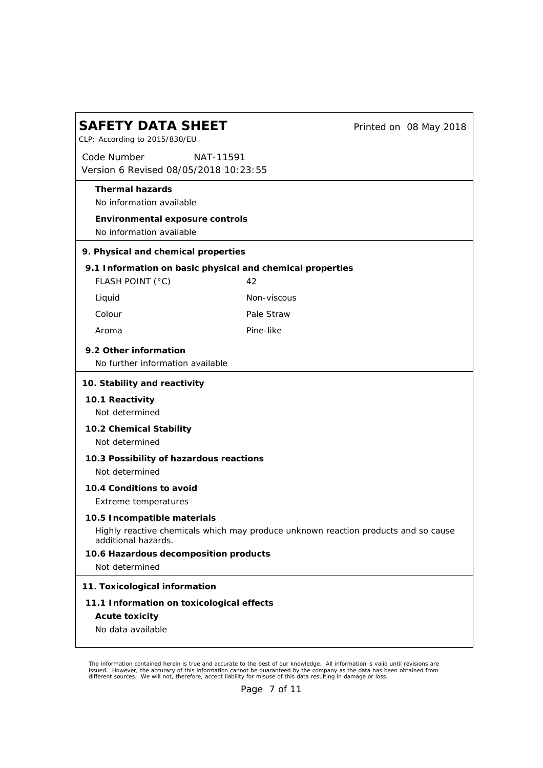**Thermal hazards**

No information available

**Environmental exposure controls**

No information available

## 9. Physical and chemical properties

### 9.1 Information on basic physical and chemical properties

| | |
|---|---|
| FLASH POINT (°C) | 42 |
| Liquid | Non-viscous |
| Colour | Pale Straw |
| Aroma | Pine-like |

### 9.2 Other information

No further information available

## 10. Stability and reactivity

### 10.1 Reactivity

Not determined

### 10.2 Chemical Stability

Not determined

### 10.3 Possibility of hazardous reactions

Not determined

### 10.4 Conditions to avoid

Extreme temperatures

### 10.5 Incompatible materials

Highly reactive chemicals which may produce unknown reaction products and so cause additional hazards.

### 10.6 Hazardous decomposition products

Not determined

## 11. Toxicological information

### 11.1 Information on toxicological effects

**Acute toxicity**

No data available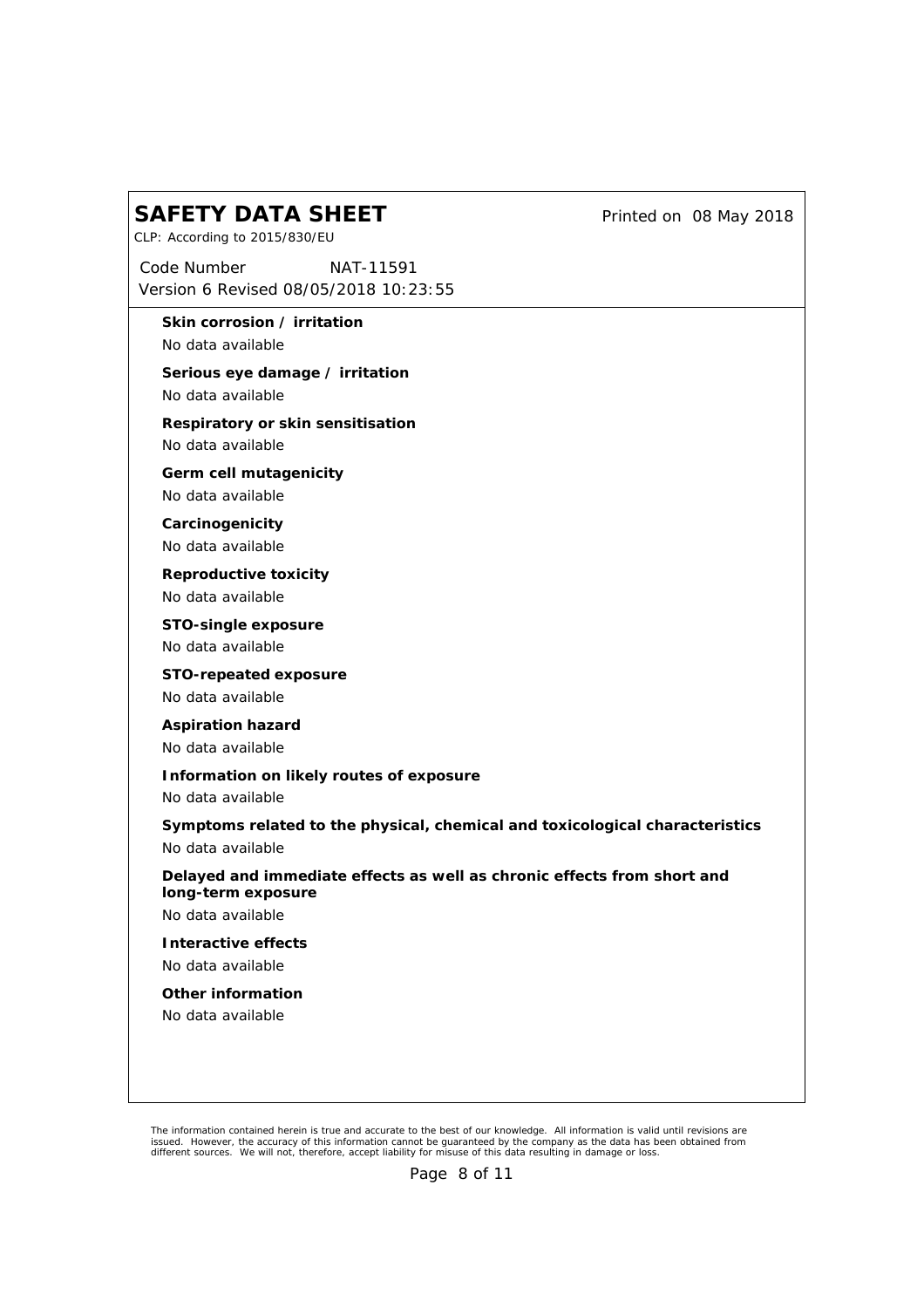**Skin corrosion / irritation**

No data available

**Serious eye damage / irritation**

No data available

**Respiratory or skin sensitisation**

No data available

**Germ cell mutagenicity**

No data available

**Carcinogenicity**

No data available

**Reproductive toxicity**

No data available

**STO-single exposure**

No data available

**STO-repeated exposure**

No data available

**Aspiration hazard**

No data available

**Information on likely routes of exposure**

No data available

**Symptoms related to the physical, chemical and toxicological characteristics**

No data available

**Delayed and immediate effects as well as chronic effects from short and long-term exposure**

No data available

**Interactive effects**

No data available

**Other information**

No data available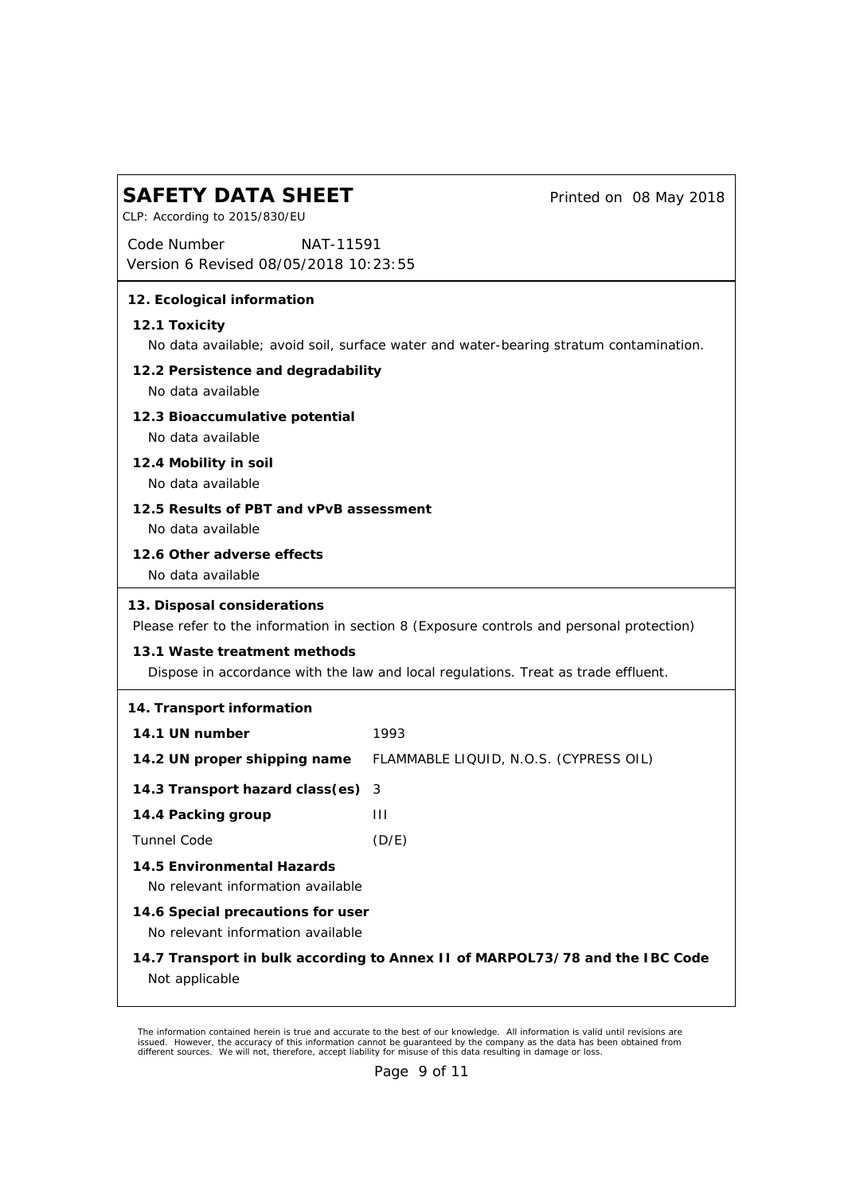## 12. Ecological information

### 12.1 Toxicity

No data available; avoid soil, surface water and water-bearing stratum contamination.

### 12.2 Persistence and degradability

No data available

### 12.3 Bioaccumulative potential

No data available

### 12.4 Mobility in soil

No data available

### 12.5 Results of PBT and vPvB assessment

No data available

### 12.6 Other adverse effects

No data available

## 13. Disposal considerations

Please refer to the information in section 8 (Exposure controls and personal protection)

### 13.1 Waste treatment methods

Dispose in accordance with the law and local regulations. Treat as trade effluent.

## 14. Transport information

| | |
|---|---|
| **14.1 UN number** | 1993 |
| **14.2 UN proper shipping name** | FLAMMABLE LIQUID, N.O.S. (CYPRESS OIL) |
| **14.3 Transport hazard class(es)** | 3 |
| **14.4 Packing group** | III |
| Tunnel Code | (D/E) |

### 14.5 Environmental Hazards

No relevant information available

### 14.6 Special precautions for user

No relevant information available

### 14.7 Transport in bulk according to Annex II of MARPOL73/78 and the IBC Code

Not applicable

The information contained herein is true and accurate to the best of our knowledge. All information is valid until revisions are issued. However, the accuracy of this information cannot be guaranteed by the company as the data has been obtained from different sources. We will not, therefore, accept liability for misuse of this data resulting in damage or loss.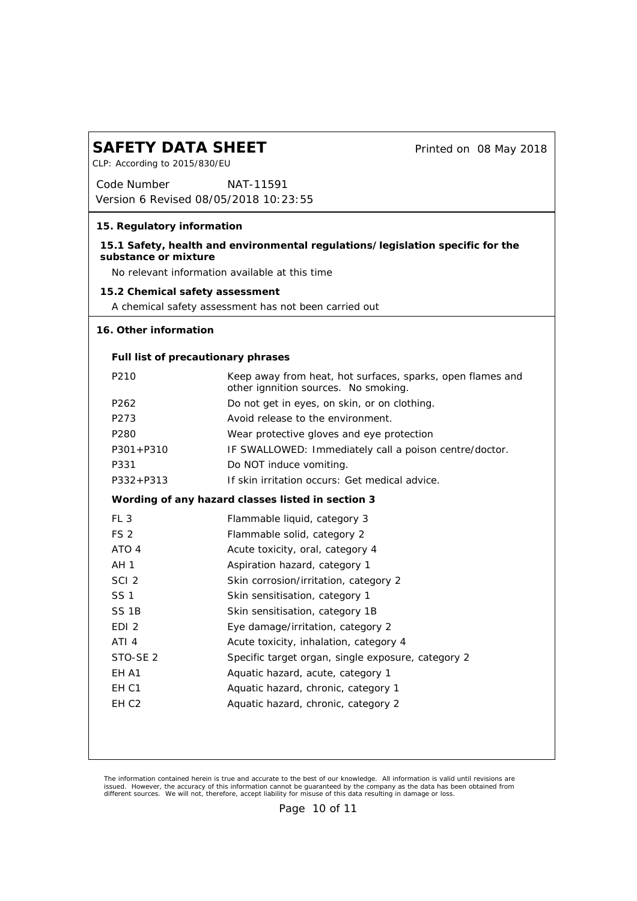## 15. Regulatory information

### 15.1 Safety, health and environmental regulations/legislation specific for the substance or mixture

No relevant information available at this time

### 15.2 Chemical safety assessment

A chemical safety assessment has not been carried out

## 16. Other information

**Full list of precautionary phrases**

| | |
|---|---|
| P210 | Keep away from heat, hot surfaces, sparks, open flames and other ignnition sources. No smoking. |
| P262 | Do not get in eyes, on skin, or on clothing. |
| P273 | Avoid release to the environment. |
| P280 | Wear protective gloves and eye protection |
| P301+P310 | IF SWALLOWED: Immediately call a poison centre/doctor. |
| P331 | Do NOT induce vomiting. |
| P332+P313 | If skin irritation occurs: Get medical advice. |

**Wording of any hazard classes listed in section 3**

| | |
|---|---|
| FL 3 | Flammable liquid, category 3 |
| FS 2 | Flammable solid, category 2 |
| ATO 4 | Acute toxicity, oral, category 4 |
| AH 1 | Aspiration hazard, category 1 |
| SCI 2 | Skin corrosion/irritation, category 2 |
| SS 1 | Skin sensitisation, category 1 |
| SS 1B | Skin sensitisation, category 1B |
| EDI 2 | Eye damage/irritation, category 2 |
| ATI 4 | Acute toxicity, inhalation, category 4 |
| STO-SE 2 | Specific target organ, single exposure, category 2 |
| EH A1 | Aquatic hazard, acute, category 1 |
| EH C1 | Aquatic hazard, chronic, category 1 |
| EH C2 | Aquatic hazard, chronic, category 2 |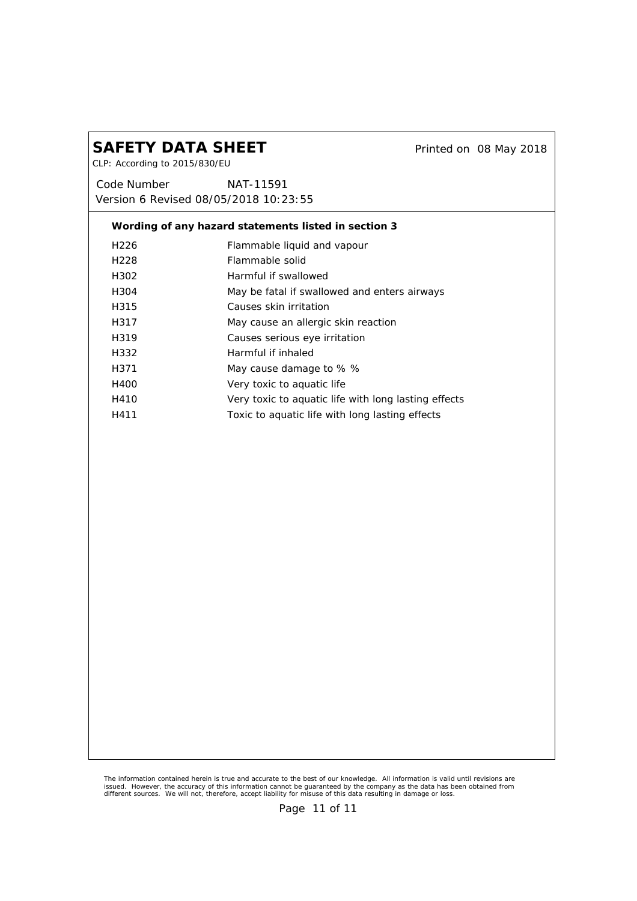**Wording of any hazard statements listed in section 3**

| | |
|---|---|
| H226 | Flammable liquid and vapour |
| H228 | Flammable solid |
| H302 | Harmful if swallowed |
| H304 | May be fatal if swallowed and enters airways |
| H315 | Causes skin irritation |
| H317 | May cause an allergic skin reaction |
| H319 | Causes serious eye irritation |
| H332 | Harmful if inhaled |
| H371 | May cause damage to % % |
| H400 | Very toxic to aquatic life |
| H410 | Very toxic to aquatic life with long lasting effects |
| H411 | Toxic to aquatic life with long lasting effects |

The information contained herein is true and accurate to the best of our knowledge. All information is valid until revisions are issued. However, the accuracy of this information cannot be guaranteed by the company as the data has been obtained from different sources. We will not, therefore, accept liability for misuse of this data resulting in damage or loss.